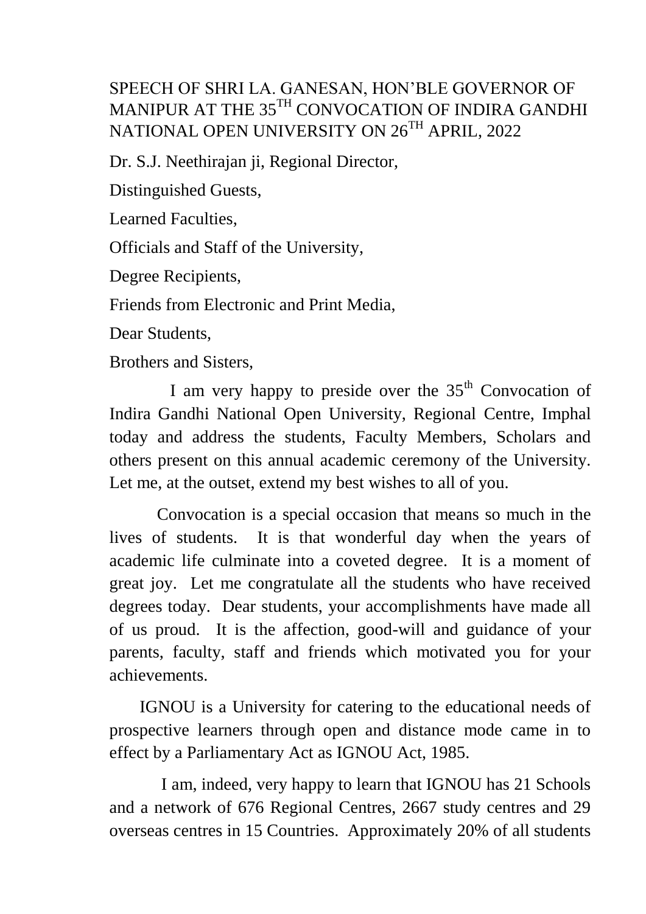# SPEECH OF SHRI LA. GANESAN, HON'BLE GOVERNOR OF MANIPUR AT THE 35TH CONVOCATION OF INDIRA GANDHI NATIONAL OPEN UNIVERSITY ON 26TH APRIL, 2022

Dr. S.J. Neethirajan ji, Regional Director,

Distinguished Guests,

Learned Faculties,

Officials and Staff of the University,

Degree Recipients,

Friends from Electronic and Print Media,

Dear Students,

Brothers and Sisters,

I am very happy to preside over the 35th Convocation of Indira Gandhi National Open University, Regional Centre, Imphal today and address the students, Faculty Members, Scholars and others present on this annual academic ceremony of the University. Let me, at the outset, extend my best wishes to all of you.

Convocation is a special occasion that means so much in the lives of students. It is that wonderful day when the years of academic life culminate into a coveted degree. It is a moment of great joy. Let me congratulate all the students who have received degrees today. Dear students, your accomplishments have made all of us proud. It is the affection, good-will and guidance of your parents, faculty, staff and friends which motivated you for your achievements.

IGNOU is a University for catering to the educational needs of prospective learners through open and distance mode came in to effect by a Parliamentary Act as IGNOU Act, 1985.

I am, indeed, very happy to learn that IGNOU has 21 Schools and a network of 676 Regional Centres, 2667 study centres and 29 overseas centres in 15 Countries. Approximately 20% of all students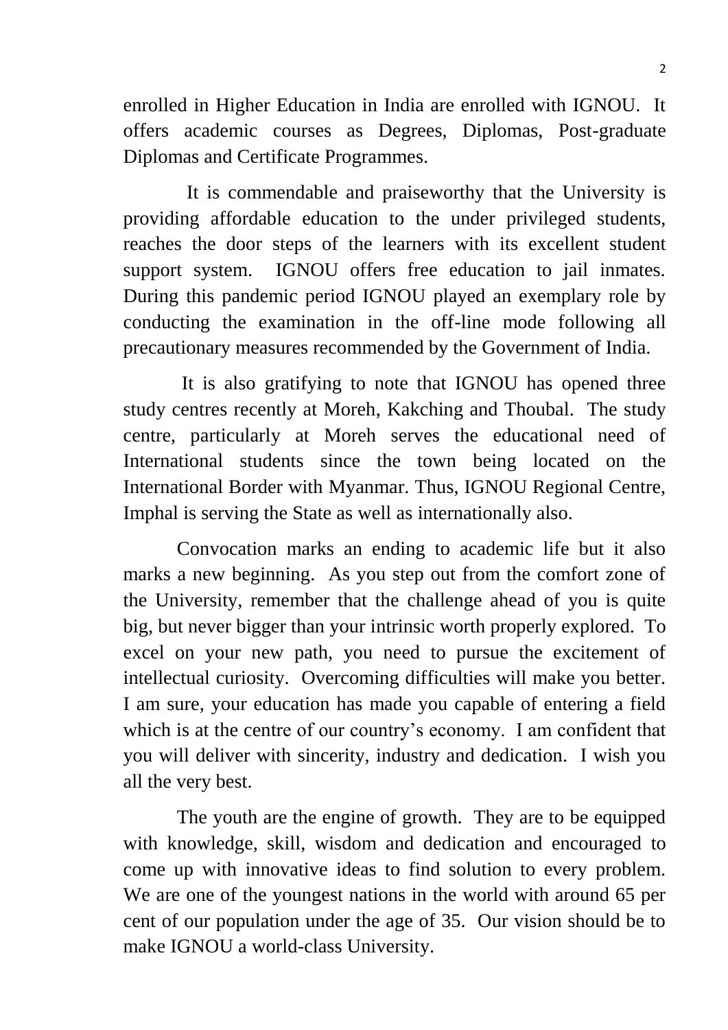enrolled in Higher Education in India are enrolled with IGNOU. It offers academic courses as Degrees, Diplomas, Post-graduate Diplomas and Certificate Programmes.

It is commendable and praiseworthy that the University is providing affordable education to the under privileged students, reaches the door steps of the learners with its excellent student support system. IGNOU offers free education to jail inmates. During this pandemic period IGNOU played an exemplary role by conducting the examination in the off-line mode following all precautionary measures recommended by the Government of India.

It is also gratifying to note that IGNOU has opened three study centres recently at Moreh, Kakching and Thoubal. The study centre, particularly at Moreh serves the educational need of International students since the town being located on the International Border with Myanmar. Thus, IGNOU Regional Centre, Imphal is serving the State as well as internationally also.

Convocation marks an ending to academic life but it also marks a new beginning. As you step out from the comfort zone of the University, remember that the challenge ahead of you is quite big, but never bigger than your intrinsic worth properly explored. To excel on your new path, you need to pursue the excitement of intellectual curiosity. Overcoming difficulties will make you better. I am sure, your education has made you capable of entering a field which is at the centre of our country's economy. I am confident that you will deliver with sincerity, industry and dedication. I wish you all the very best.

The youth are the engine of growth. They are to be equipped with knowledge, skill, wisdom and dedication and encouraged to come up with innovative ideas to find solution to every problem. We are one of the youngest nations in the world with around 65 per cent of our population under the age of 35. Our vision should be to make IGNOU a world-class University.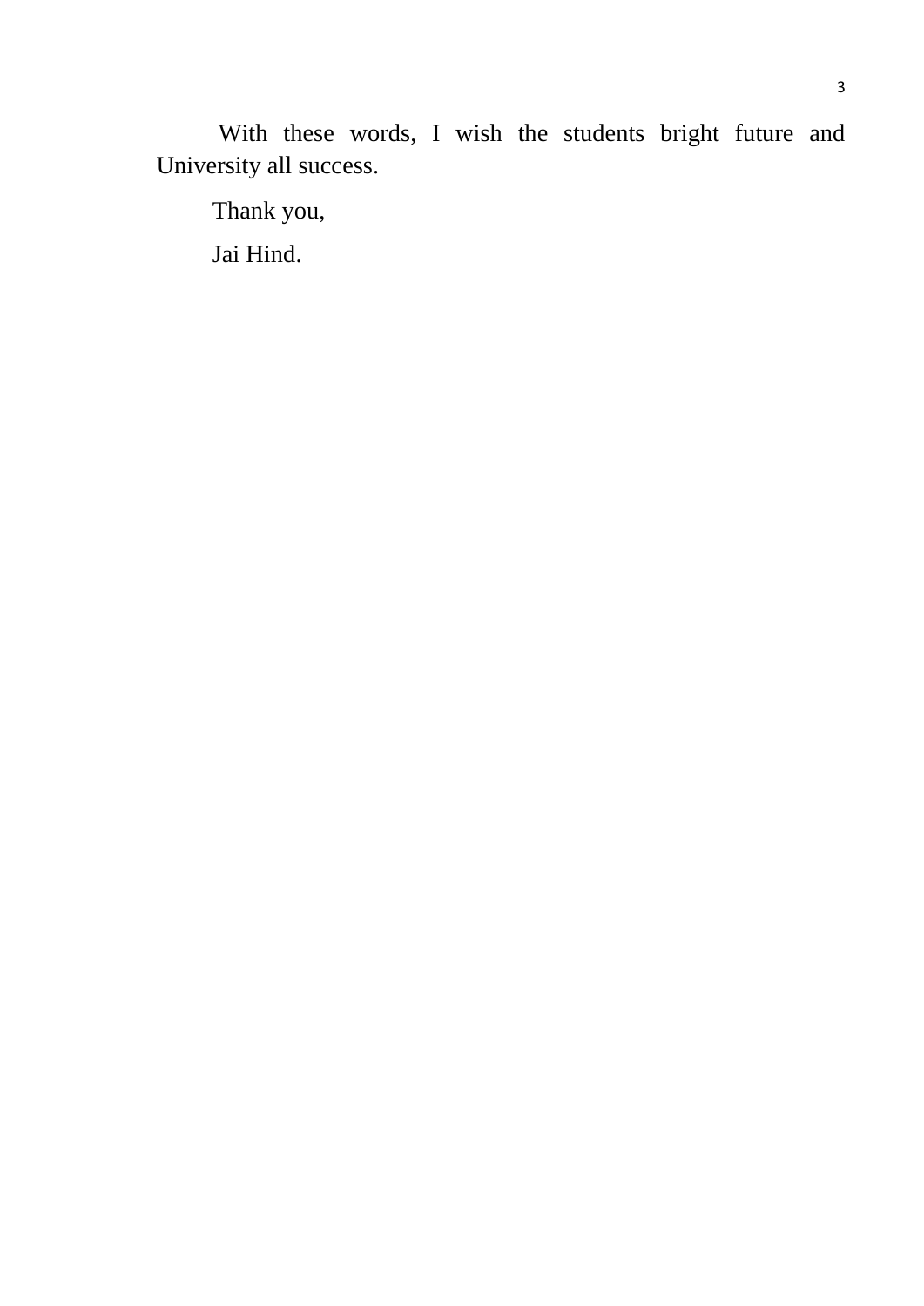With these words, I wish the students bright future and University all success.

Thank you,

Jai Hind.